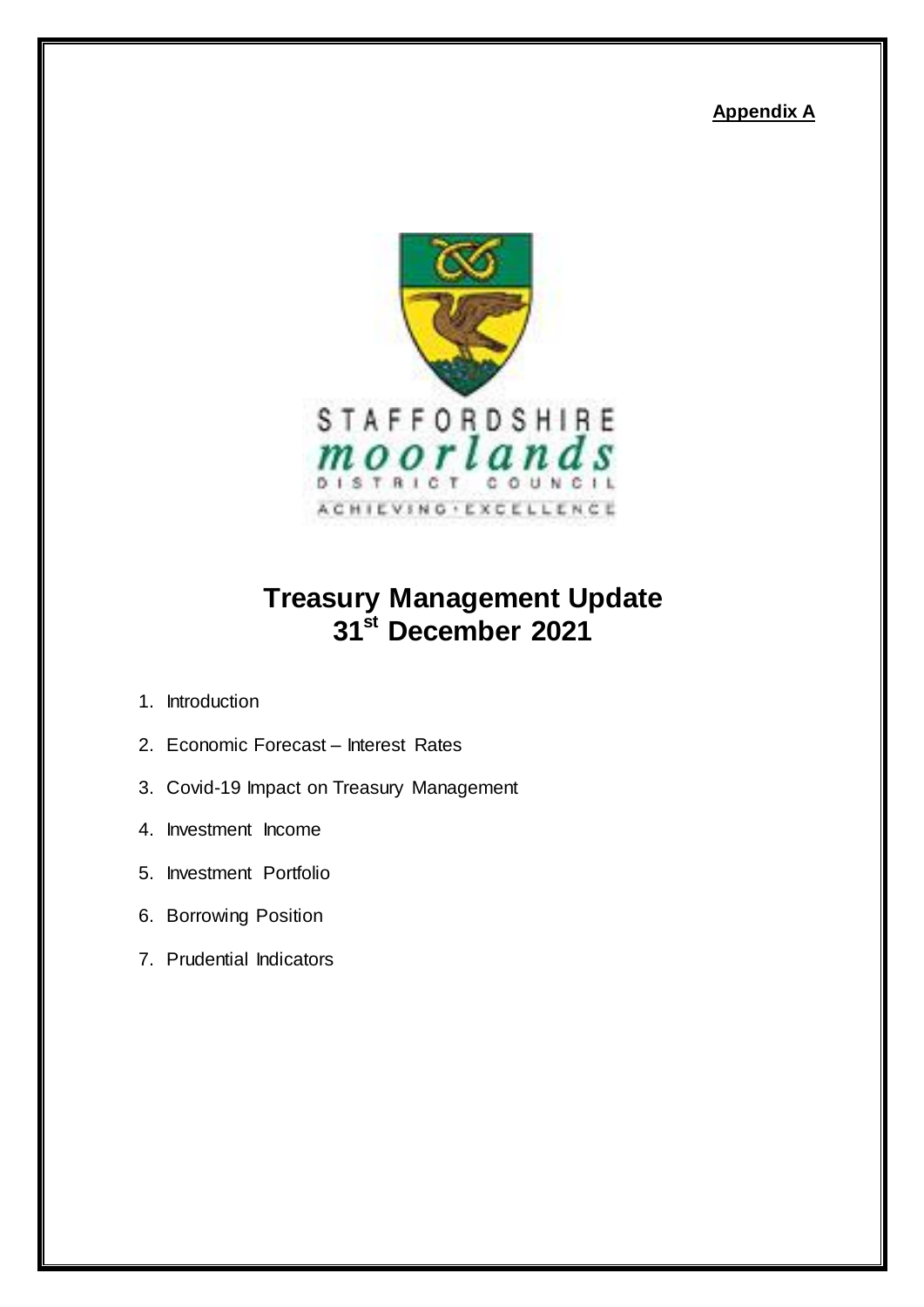**Appendix A**

STAFFORDSHIRE
moorlands
DISTRICT COUNCIL
ACHIEVING · EXCELLENCE

# Treasury Management Update 31st December 2021

1. Introduction
2. Economic Forecast – Interest Rates
3. Covid-19 Impact on Treasury Management
4. Investment Income
5. Investment Portfolio
6. Borrowing Position
7. Prudential Indicators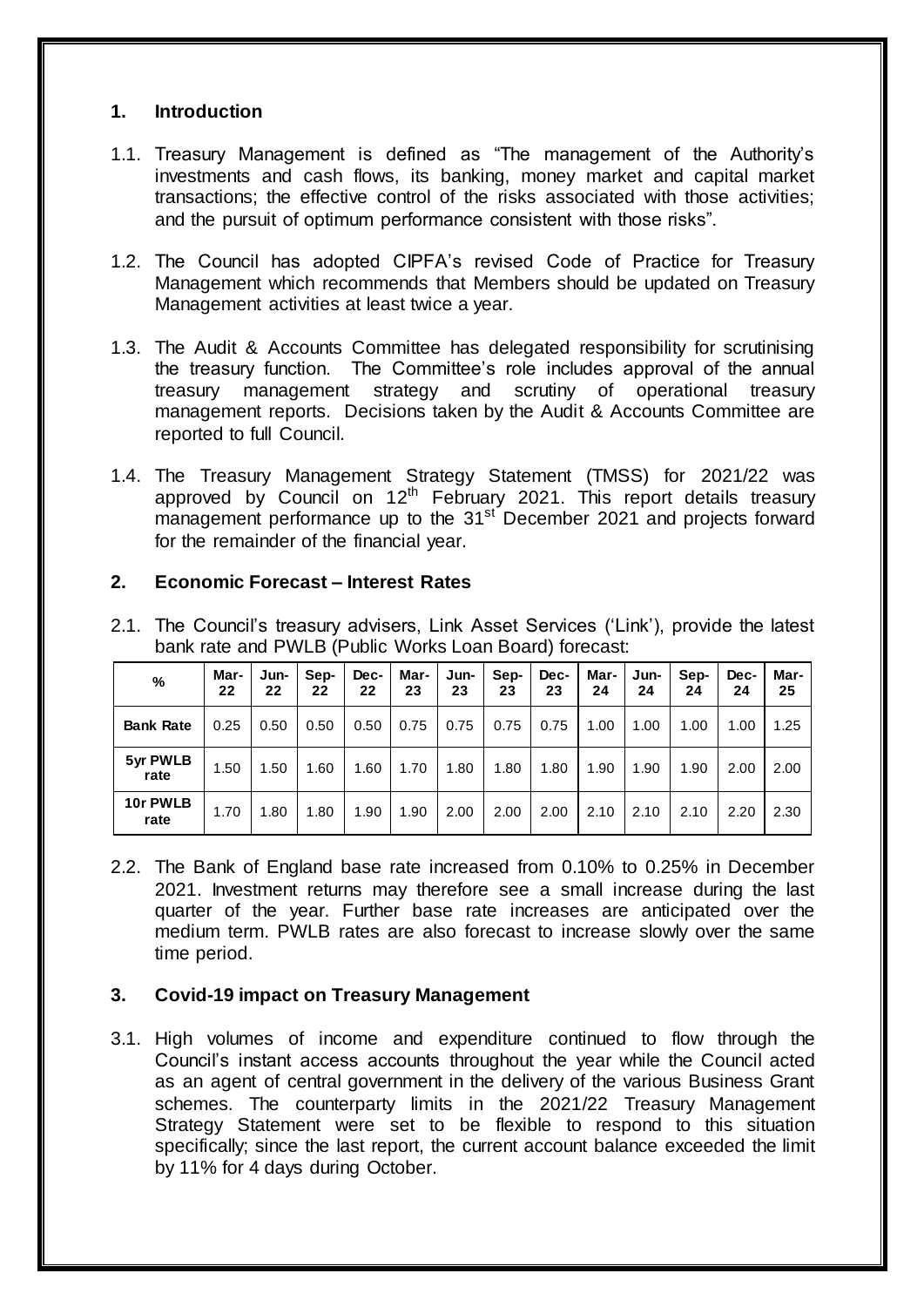## 1. Introduction

1.1. Treasury Management is defined as "The management of the Authority's investments and cash flows, its banking, money market and capital market transactions; the effective control of the risks associated with those activities; and the pursuit of optimum performance consistent with those risks".

1.2. The Council has adopted CIPFA's revised Code of Practice for Treasury Management which recommends that Members should be updated on Treasury Management activities at least twice a year.

1.3. The Audit & Accounts Committee has delegated responsibility for scrutinising the treasury function. The Committee's role includes approval of the annual treasury management strategy and scrutiny of operational treasury management reports. Decisions taken by the Audit & Accounts Committee are reported to full Council.

1.4. The Treasury Management Strategy Statement (TMSS) for 2021/22 was approved by Council on 12th February 2021. This report details treasury management performance up to the 31st December 2021 and projects forward for the remainder of the financial year.

## 2. Economic Forecast – Interest Rates

2.1. The Council's treasury advisers, Link Asset Services ('Link'), provide the latest bank rate and PWLB (Public Works Loan Board) forecast:

| % | Mar-22 | Jun-22 | Sep-22 | Dec-22 | Mar-23 | Jun-23 | Sep-23 | Dec-23 | Mar-24 | Jun-24 | Sep-24 | Dec-24 | Mar-25 |
|---|---|---|---|---|---|---|---|---|---|---|---|---|---|
| **Bank Rate** | 0.25 | 0.50 | 0.50 | 0.50 | 0.75 | 0.75 | 0.75 | 0.75 | 1.00 | 1.00 | 1.00 | 1.00 | 1.25 |
| **5yr PWLB rate** | 1.50 | 1.50 | 1.60 | 1.60 | 1.70 | 1.80 | 1.80 | 1.80 | 1.90 | 1.90 | 1.90 | 2.00 | 2.00 |
| **10r PWLB rate** | 1.70 | 1.80 | 1.80 | 1.90 | 1.90 | 2.00 | 2.00 | 2.00 | 2.10 | 2.10 | 2.10 | 2.20 | 2.30 |

2.2. The Bank of England base rate increased from 0.10% to 0.25% in December 2021. Investment returns may therefore see a small increase during the last quarter of the year. Further base rate increases are anticipated over the medium term. PWLB rates are also forecast to increase slowly over the same time period.

## 3. Covid-19 impact on Treasury Management

3.1. High volumes of income and expenditure continued to flow through the Council's instant access accounts throughout the year while the Council acted as an agent of central government in the delivery of the various Business Grant schemes. The counterparty limits in the 2021/22 Treasury Management Strategy Statement were set to be flexible to respond to this situation specifically; since the last report, the current account balance exceeded the limit by 11% for 4 days during October.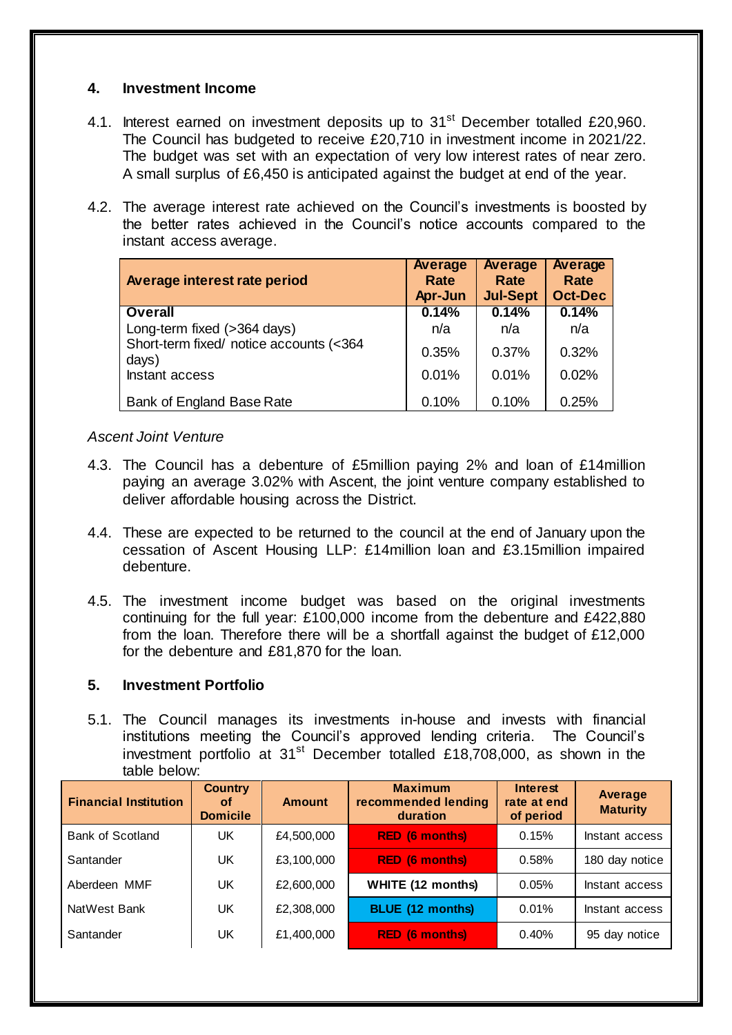## 4. Investment Income

4.1. Interest earned on investment deposits up to 31st December totalled £20,960. The Council has budgeted to receive £20,710 in investment income in 2021/22. The budget was set with an expectation of very low interest rates of near zero. A small surplus of £6,450 is anticipated against the budget at end of the year.

4.2. The average interest rate achieved on the Council's investments is boosted by the better rates achieved in the Council's notice accounts compared to the instant access average.

| Average interest rate period | Average Rate Apr-Jun | Average Rate Jul-Sept | Average Rate Oct-Dec |
|---|---|---|---|
| **Overall** | **0.14%** | **0.14%** | **0.14%** |
| Long-term fixed (>364 days) | n/a | n/a | n/a |
| Short-term fixed/ notice accounts (<364 days) | 0.35% | 0.37% | 0.32% |
| Instant access | 0.01% | 0.01% | 0.02% |
| Bank of England Base Rate | 0.10% | 0.10% | 0.25% |

*Ascent Joint Venture*

4.3. The Council has a debenture of £5million paying 2% and loan of £14million paying an average 3.02% with Ascent, the joint venture company established to deliver affordable housing across the District.

4.4. These are expected to be returned to the council at the end of January upon the cessation of Ascent Housing LLP: £14million loan and £3.15million impaired debenture.

4.5. The investment income budget was based on the original investments continuing for the full year: £100,000 income from the debenture and £422,880 from the loan. Therefore there will be a shortfall against the budget of £12,000 for the debenture and £81,870 for the loan.

## 5. Investment Portfolio

5.1. The Council manages its investments in-house and invests with financial institutions meeting the Council's approved lending criteria. The Council's investment portfolio at 31st December totalled £18,708,000, as shown in the table below:

| Financial Institution | Country of Domicile | Amount | Maximum recommended lending duration | Interest rate at end of period | Average Maturity |
|---|---|---|---|---|---|
| Bank of Scotland | UK | £4,500,000 | RED (6 months) | 0.15% | Instant access |
| Santander | UK | £3,100,000 | RED (6 months) | 0.58% | 180 day notice |
| Aberdeen MMF | UK | £2,600,000 | WHITE (12 months) | 0.05% | Instant access |
| NatWest Bank | UK | £2,308,000 | BLUE (12 months) | 0.01% | Instant access |
| Santander | UK | £1,400,000 | RED (6 months) | 0.40% | 95 day notice |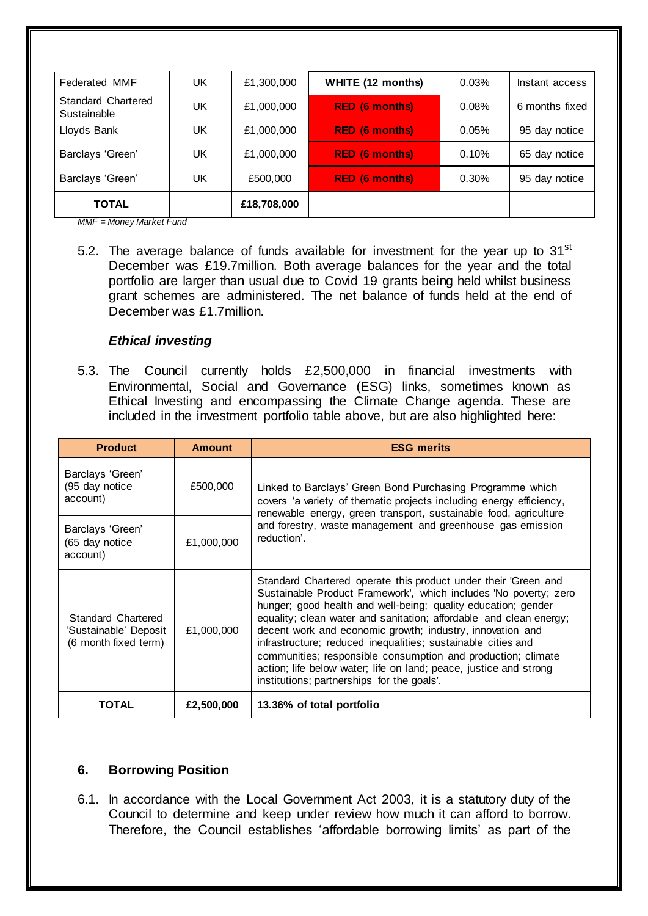| | | | | | |
|---|---|---|---|---|---|
| Federated MMF | UK | £1,300,000 | **WHITE (12 months)** | 0.03% | Instant access |
| Standard Chartered Sustainable | UK | £1,000,000 | **RED (6 months)** | 0.08% | 6 months fixed |
| Lloyds Bank | UK | £1,000,000 | **RED (6 months)** | 0.05% | 95 day notice |
| Barclays 'Green' | UK | £1,000,000 | **RED (6 months)** | 0.10% | 65 day notice |
| Barclays 'Green' | UK | £500,000 | **RED (6 months)** | 0.30% | 95 day notice |
| **TOTAL** | | **£18,708,000** | | | |

*MMF = Money Market Fund*

5.2. The average balance of funds available for investment for the year up to 31st December was £19.7million. Both average balances for the year and the total portfolio are larger than usual due to Covid 19 grants being held whilst business grant schemes are administered. The net balance of funds held at the end of December was £1.7million.

### *Ethical investing*

5.3. The Council currently holds £2,500,000 in financial investments with Environmental, Social and Governance (ESG) links, sometimes known as Ethical Investing and encompassing the Climate Change agenda. These are included in the investment portfolio table above, but are also highlighted here:

| Product | Amount | ESG merits |
|---|---|---|
| Barclays 'Green' (95 day notice account) | £500,000 | Linked to Barclays' Green Bond Purchasing Programme which covers 'a variety of thematic projects including energy efficiency, renewable energy, green transport, sustainable food, agriculture and forestry, waste management and greenhouse gas emission reduction'. |
| Barclays 'Green' (65 day notice account) | £1,000,000 | |
| Standard Chartered 'Sustainable' Deposit (6 month fixed term) | £1,000,000 | Standard Chartered operate this product under their 'Green and Sustainable Product Framework', which includes 'No poverty; zero hunger; good health and well-being; quality education; gender equality; clean water and sanitation; affordable and clean energy; decent work and economic growth; industry, innovation and infrastructure; reduced inequalities; sustainable cities and communities; responsible consumption and production; climate action; life below water; life on land; peace, justice and strong institutions; partnerships for the goals'. |
| **TOTAL** | **£2,500,000** | **13.36% of total portfolio** |

## 6. Borrowing Position

6.1. In accordance with the Local Government Act 2003, it is a statutory duty of the Council to determine and keep under review how much it can afford to borrow. Therefore, the Council establishes 'affordable borrowing limits' as part of the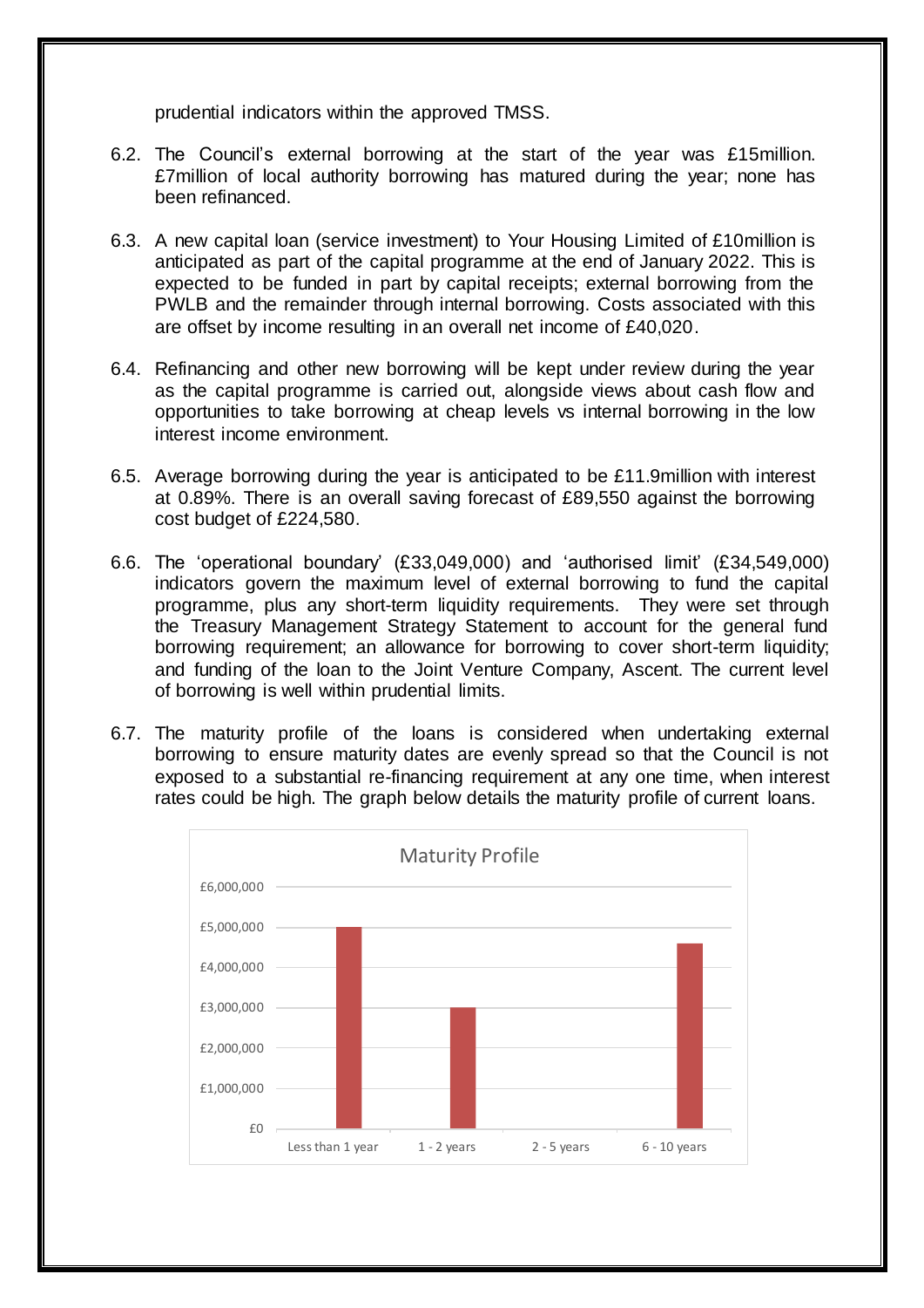prudential indicators within the approved TMSS.

6.2. The Council's external borrowing at the start of the year was £15million. £7million of local authority borrowing has matured during the year; none has been refinanced.

6.3. A new capital loan (service investment) to Your Housing Limited of £10million is anticipated as part of the capital programme at the end of January 2022. This is expected to be funded in part by capital receipts; external borrowing from the PWLB and the remainder through internal borrowing. Costs associated with this are offset by income resulting in an overall net income of £40,020.

6.4. Refinancing and other new borrowing will be kept under review during the year as the capital programme is carried out, alongside views about cash flow and opportunities to take borrowing at cheap levels vs internal borrowing in the low interest income environment.

6.5. Average borrowing during the year is anticipated to be £11.9million with interest at 0.89%. There is an overall saving forecast of £89,550 against the borrowing cost budget of £224,580.

6.6. The 'operational boundary' (£33,049,000) and 'authorised limit' (£34,549,000) indicators govern the maximum level of external borrowing to fund the capital programme, plus any short-term liquidity requirements. They were set through the Treasury Management Strategy Statement to account for the general fund borrowing requirement; an allowance for borrowing to cover short-term liquidity; and funding of the loan to the Joint Venture Company, Ascent. The current level of borrowing is well within prudential limits.

6.7. The maturity profile of the loans is considered when undertaking external borrowing to ensure maturity dates are evenly spread so that the Council is not exposed to a substantial re-financing requirement at any one time, when interest rates could be high. The graph below details the maturity profile of current loans.

**Maturity Profile**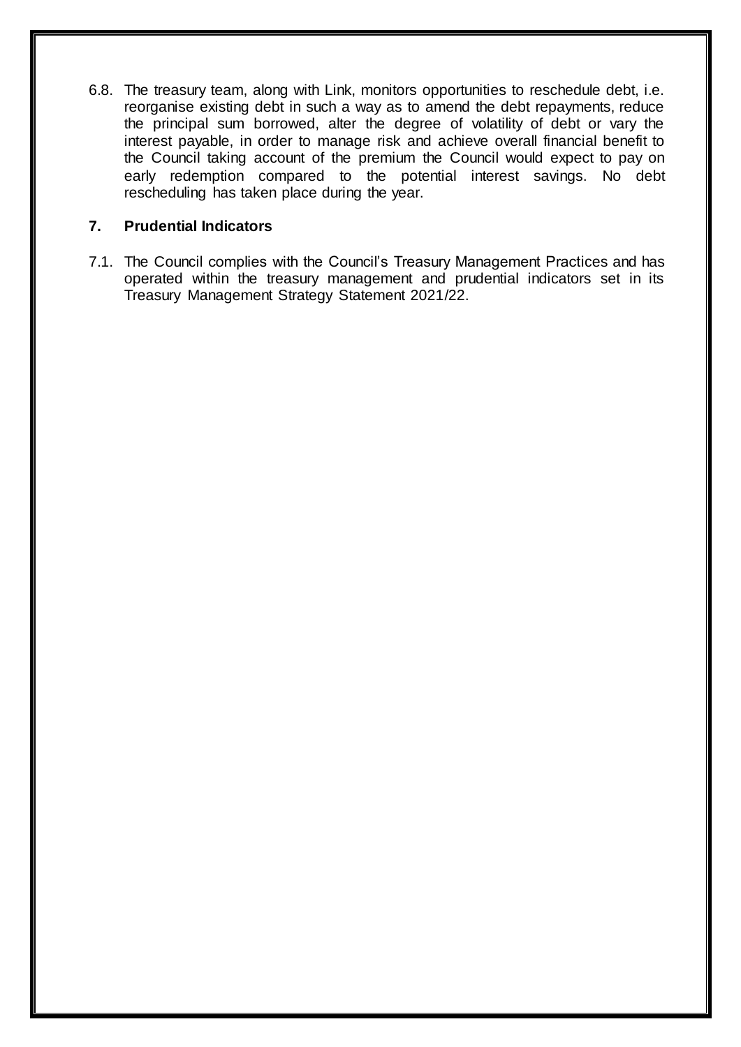6.8. The treasury team, along with Link, monitors opportunities to reschedule debt, i.e. reorganise existing debt in such a way as to amend the debt repayments, reduce the principal sum borrowed, alter the degree of volatility of debt or vary the interest payable, in order to manage risk and achieve overall financial benefit to the Council taking account of the premium the Council would expect to pay on early redemption compared to the potential interest savings. No debt rescheduling has taken place during the year.

## 7. Prudential Indicators

7.1. The Council complies with the Council's Treasury Management Practices and has operated within the treasury management and prudential indicators set in its Treasury Management Strategy Statement 2021/22.